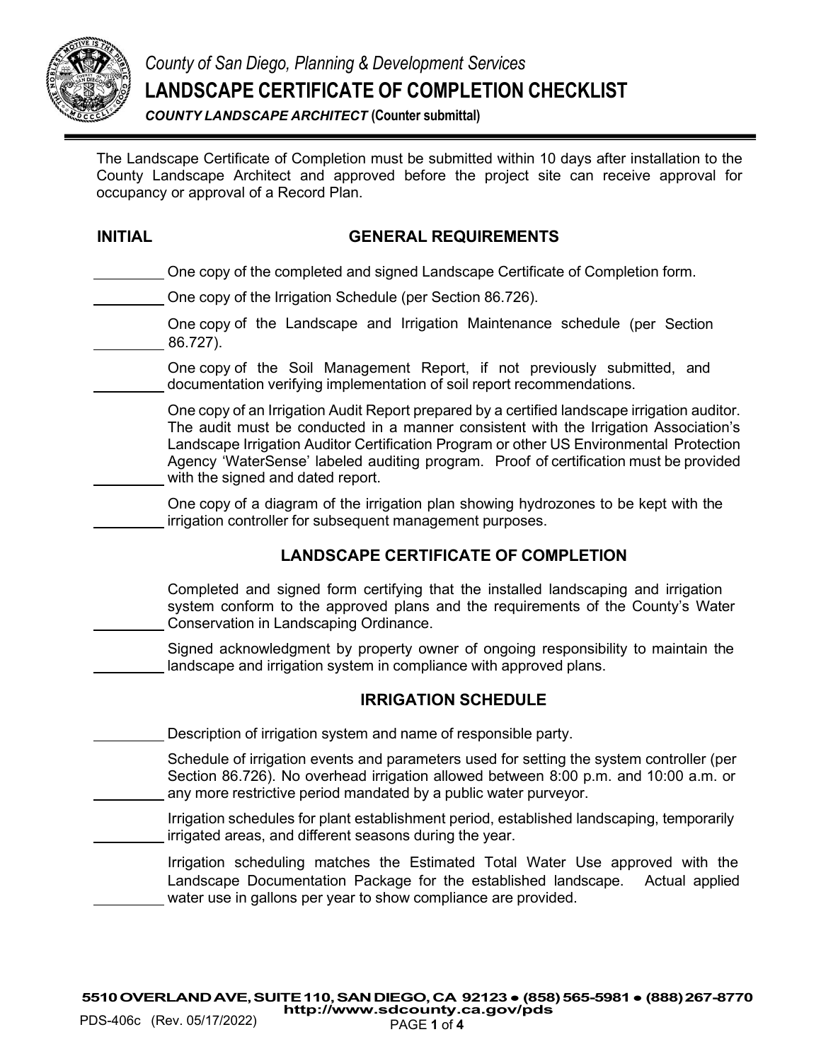*County of San Diego, Planning & Development Services*

# LANDSCAPE CERTIFICATE OF COMPLETION CHECKLIST

***COUNTY LANDSCAPE ARCHITECT* (Counter submittal)**

The Landscape Certificate of Completion must be submitted within 10 days after installation to the County Landscape Architect and approved before the project site can receive approval for occupancy or approval of a Record Plan.

| INITIAL | GENERAL REQUIREMENTS |
| --- | --- |
| ________ | One copy of the completed and signed Landscape Certificate of Completion form. |
| ________ | One copy of the Irrigation Schedule (per Section 86.726). |
| ________ | One copy of the Landscape and Irrigation Maintenance schedule (per Section 86.727). |
| ________ | One copy of the Soil Management Report, if not previously submitted, and documentation verifying implementation of soil report recommendations. |
| ________ | One copy of an Irrigation Audit Report prepared by a certified landscape irrigation auditor. The audit must be conducted in a manner consistent with the Irrigation Association's Landscape Irrigation Auditor Certification Program or other US Environmental Protection Agency 'WaterSense' labeled auditing program. Proof of certification must be provided with the signed and dated report. |
| ________ | One copy of a diagram of the irrigation plan showing hydrozones to be kept with the irrigation controller for subsequent management purposes. |

## LANDSCAPE CERTIFICATE OF COMPLETION

| | |
| --- | --- |
| ________ | Completed and signed form certifying that the installed landscaping and irrigation system conform to the approved plans and the requirements of the County's Water Conservation in Landscaping Ordinance. |
| ________ | Signed acknowledgment by property owner of ongoing responsibility to maintain the landscape and irrigation system in compliance with approved plans. |

## IRRIGATION SCHEDULE

| | |
| --- | --- |
| ________ | Description of irrigation system and name of responsible party. |
| ________ | Schedule of irrigation events and parameters used for setting the system controller (per Section 86.726). No overhead irrigation allowed between 8:00 p.m. and 10:00 a.m. or any more restrictive period mandated by a public water purveyor. |
| ________ | Irrigation schedules for plant establishment period, established landscaping, temporarily irrigated areas, and different seasons during the year. |
| ________ | Irrigation scheduling matches the Estimated Total Water Use approved with the Landscape Documentation Package for the established landscape. Actual applied water use in gallons per year to show compliance are provided. |

**5510 OVERLAND AVE, SUITE 110, SAN DIEGO, CA 92123 • (858) 565-5981 • (888) 267-8770**
**http://www.sdcounty.ca.gov/pds**

PDS-406c (Rev. 05/17/2022)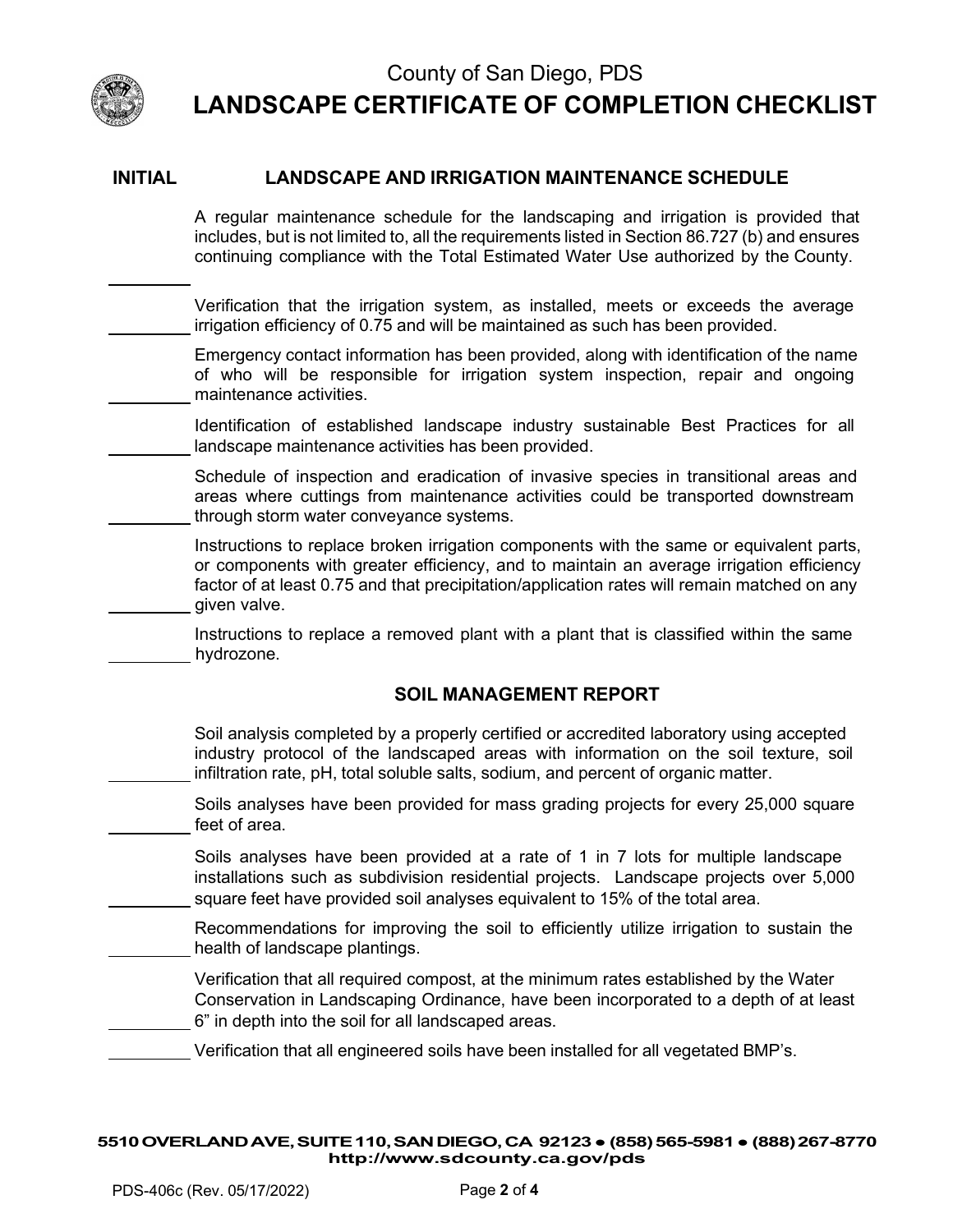County of San Diego, PDS

# LANDSCAPE CERTIFICATE OF COMPLETION CHECKLIST

| INITIAL | LANDSCAPE AND IRRIGATION MAINTENANCE SCHEDULE |
|---|---|
| ______ | A regular maintenance schedule for the landscaping and irrigation is provided that includes, but is not limited to, all the requirements listed in Section 86.727 (b) and ensures continuing compliance with the Total Estimated Water Use authorized by the County. |
| ______ | Verification that the irrigation system, as installed, meets or exceeds the average irrigation efficiency of 0.75 and will be maintained as such has been provided. |
| ______ | Emergency contact information has been provided, along with identification of the name of who will be responsible for irrigation system inspection, repair and ongoing maintenance activities. |
| ______ | Identification of established landscape industry sustainable Best Practices for all landscape maintenance activities has been provided. |
| ______ | Schedule of inspection and eradication of invasive species in transitional areas and areas where cuttings from maintenance activities could be transported downstream through storm water conveyance systems. |
| ______ | Instructions to replace broken irrigation components with the same or equivalent parts, or components with greater efficiency, and to maintain an average irrigation efficiency factor of at least 0.75 and that precipitation/application rates will remain matched on any given valve. |
| ______ | Instructions to replace a removed plant with a plant that is classified within the same hydrozone. |

| | SOIL MANAGEMENT REPORT |
|---|---|
| ______ | Soil analysis completed by a properly certified or accredited laboratory using accepted industry protocol of the landscaped areas with information on the soil texture, soil infiltration rate, pH, total soluble salts, sodium, and percent of organic matter. |
| ______ | Soils analyses have been provided for mass grading projects for every 25,000 square feet of area. |
| ______ | Soils analyses have been provided at a rate of 1 in 7 lots for multiple landscape installations such as subdivision residential projects. Landscape projects over 5,000 square feet have provided soil analyses equivalent to 15% of the total area. |
| ______ | Recommendations for improving the soil to efficiently utilize irrigation to sustain the health of landscape plantings. |
| ______ | Verification that all required compost, at the minimum rates established by the Water Conservation in Landscaping Ordinance, have been incorporated to a depth of at least 6" in depth into the soil for all landscaped areas. |
| ______ | Verification that all engineered soils have been installed for all vegetated BMP's. |

5510 OVERLAND AVE, SUITE 110, SAN DIEGO, CA 92123 • (858) 565-5981 • (888) 267-8770
http://www.sdcounty.ca.gov/pds

PDS-406c (Rev. 05/17/2022)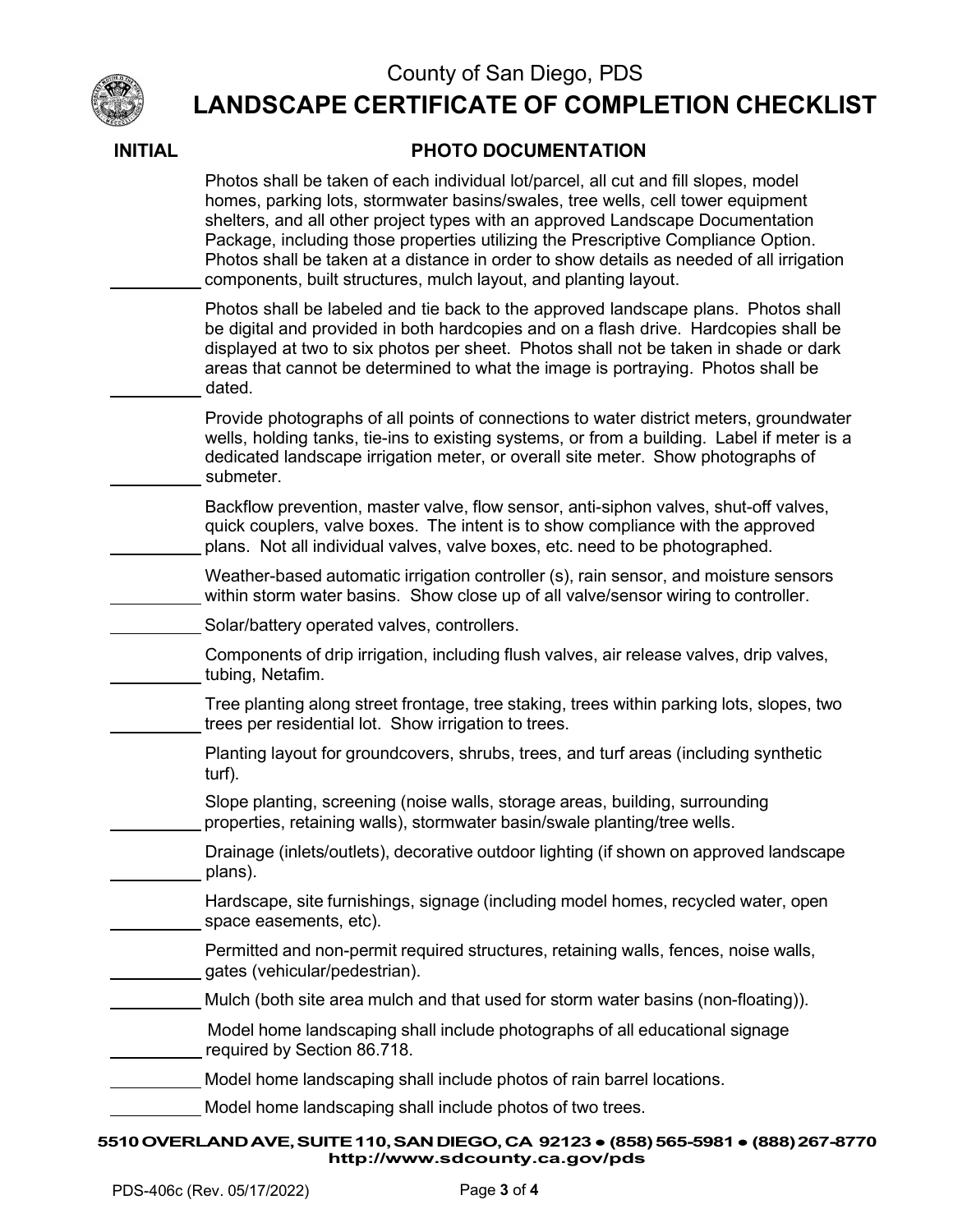County of San Diego, PDS

# LANDSCAPE CERTIFICATE OF COMPLETION CHECKLIST

| INITIAL | PHOTO DOCUMENTATION |
|---|---|
| ______ | Photos shall be taken of each individual lot/parcel, all cut and fill slopes, model homes, parking lots, stormwater basins/swales, tree wells, cell tower equipment shelters, and all other project types with an approved Landscape Documentation Package, including those properties utilizing the Prescriptive Compliance Option. Photos shall be taken at a distance in order to show details as needed of all irrigation components, built structures, mulch layout, and planting layout. |
| ______ | Photos shall be labeled and tie back to the approved landscape plans. Photos shall be digital and provided in both hardcopies and on a flash drive. Hardcopies shall be displayed at two to six photos per sheet. Photos shall not be taken in shade or dark areas that cannot be determined to what the image is portraying. Photos shall be dated. |
| ______ | Provide photographs of all points of connections to water district meters, groundwater wells, holding tanks, tie-ins to existing systems, or from a building. Label if meter is a dedicated landscape irrigation meter, or overall site meter. Show photographs of submeter. |
| ______ | Backflow prevention, master valve, flow sensor, anti-siphon valves, shut-off valves, quick couplers, valve boxes. The intent is to show compliance with the approved plans. Not all individual valves, valve boxes, etc. need to be photographed. |
| ______ | Weather-based automatic irrigation controller (s), rain sensor, and moisture sensors within storm water basins. Show close up of all valve/sensor wiring to controller. |
| ______ | Solar/battery operated valves, controllers. |
| ______ | Components of drip irrigation, including flush valves, air release valves, drip valves, tubing, Netafim. |
| ______ | Tree planting along street frontage, tree staking, trees within parking lots, slopes, two trees per residential lot. Show irrigation to trees. |
| | Planting layout for groundcovers, shrubs, trees, and turf areas (including synthetic turf). |
| ______ | Slope planting, screening (noise walls, storage areas, building, surrounding properties, retaining walls), stormwater basin/swale planting/tree wells. |
| ______ | Drainage (inlets/outlets), decorative outdoor lighting (if shown on approved landscape plans). |
| ______ | Hardscape, site furnishings, signage (including model homes, recycled water, open space easements, etc). |
| ______ | Permitted and non-permit required structures, retaining walls, fences, noise walls, gates (vehicular/pedestrian). |
| ______ | Mulch (both site area mulch and that used for storm water basins (non-floating)). |
| ______ | Model home landscaping shall include photographs of all educational signage required by Section 86.718. |
| ______ | Model home landscaping shall include photos of rain barrel locations. |
| ______ | Model home landscaping shall include photos of two trees. |

5510 OVERLAND AVE, SUITE 110, SAN DIEGO, CA 92123 • (858) 565-5981 • (888) 267-8770
http://www.sdcounty.ca.gov/pds

PDS-406c (Rev. 05/17/2022)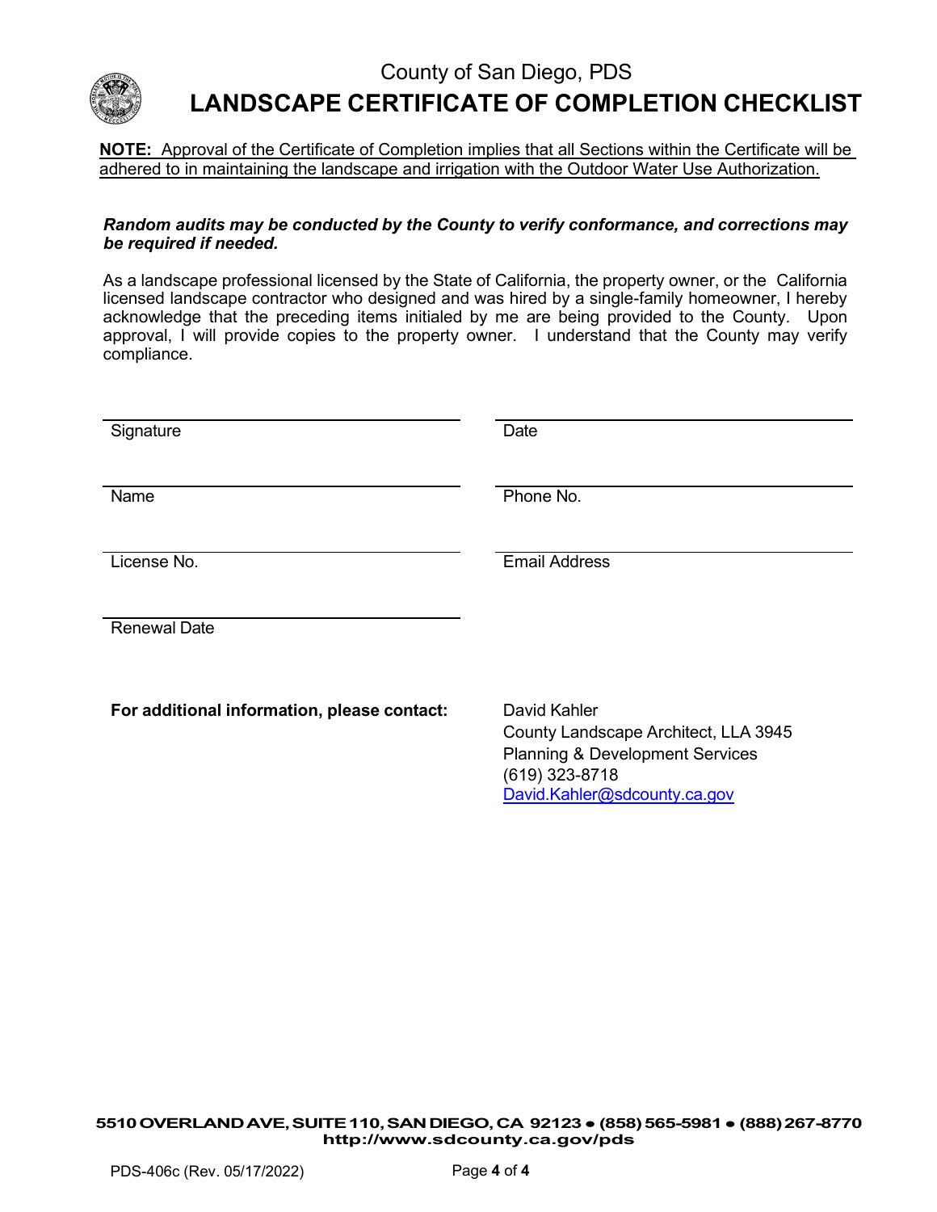County of San Diego, PDS

# LANDSCAPE CERTIFICATE OF COMPLETION CHECKLIST

**NOTE:** Approval of the Certificate of Completion implies that all Sections within the Certificate will be adhered to in maintaining the landscape and irrigation with the Outdoor Water Use Authorization.

***Random audits may be conducted by the County to verify conformance, and corrections may be required if needed.***

As a landscape professional licensed by the State of California, the property owner, or the California licensed landscape contractor who designed and was hired by a single-family homeowner, I hereby acknowledge that the preceding items initialed by me are being provided to the County. Upon approval, I will provide copies to the property owner. I understand that the County may verify compliance.

| | |
|---|---|
| Signature | Date |
| Name | Phone No. |
| License No. | Email Address |
| Renewal Date | |

**For additional information, please contact:**

David Kahler
County Landscape Architect, LLA 3945
Planning & Development Services
(619) 323-8718
David.Kahler@sdcounty.ca.gov

**5510 OVERLAND AVE, SUITE 110, SAN DIEGO, CA 92123 • (858) 565-5981 • (888) 267-8770**
**http://www.sdcounty.ca.gov/pds**

PDS-406c (Rev. 05/17/2022)